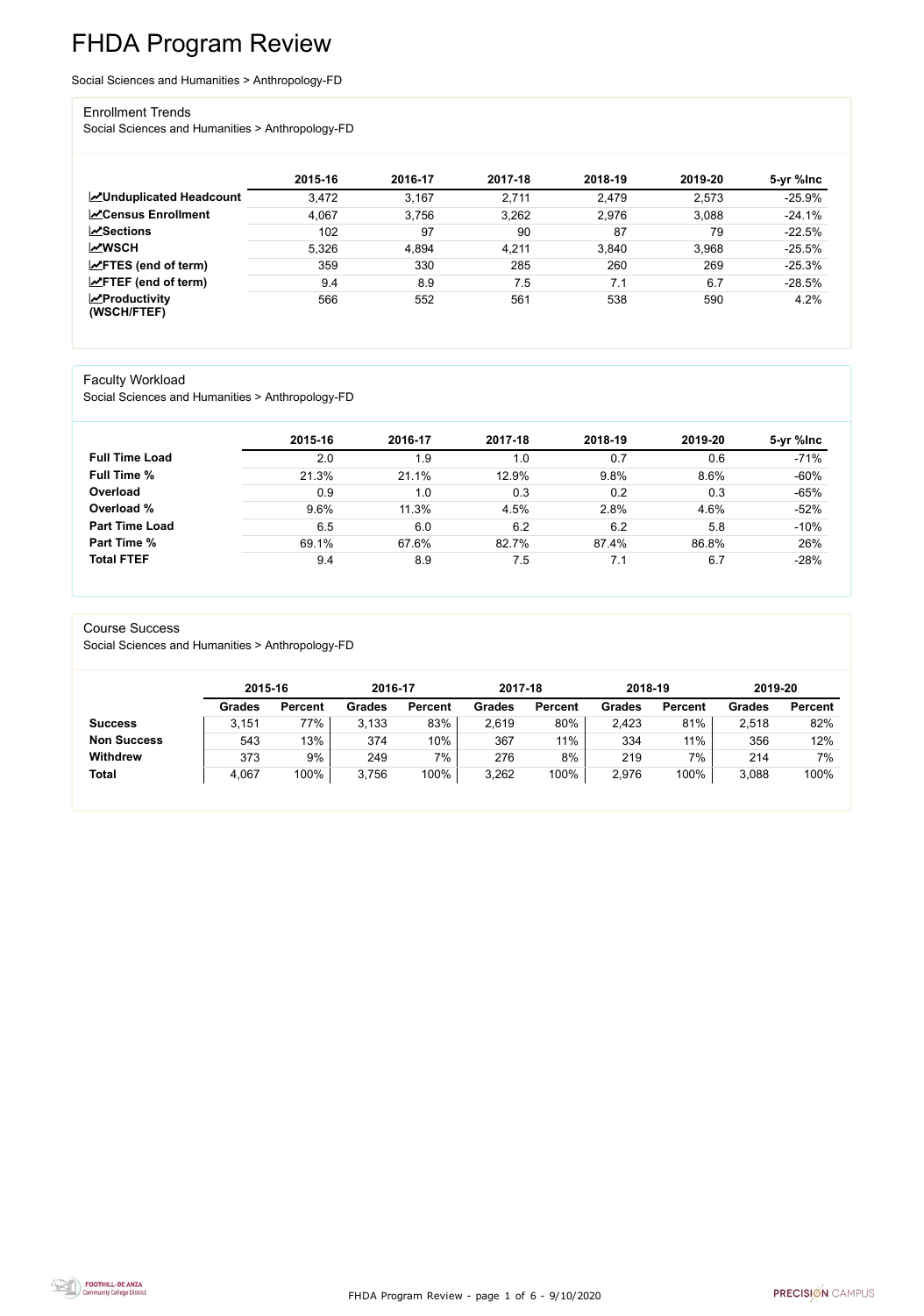# FHDA Program Review

Social Sciences and Humanities > Anthropology-FD

## Enrollment Trends

Social Sciences and Humanities > Anthropology-FD

| | 2015-16 | 2016-17 | 2017-18 | 2018-19 | 2019-20 | 5-yr %Inc |
|---|---|---|---|---|---|---|
| **Unduplicated Headcount** | 3,472 | 3,167 | 2,711 | 2,479 | 2,573 | -25.9% |
| **Census Enrollment** | 4,067 | 3,756 | 3,262 | 2,976 | 3,088 | -24.1% |
| **Sections** | 102 | 97 | 90 | 87 | 79 | -22.5% |
| **WSCH** | 5,326 | 4,894 | 4,211 | 3,840 | 3,968 | -25.5% |
| **FTES (end of term)** | 359 | 330 | 285 | 260 | 269 | -25.3% |
| **FTEF (end of term)** | 9.4 | 8.9 | 7.5 | 7.1 | 6.7 | -28.5% |
| **Productivity (WSCH/FTEF)** | 566 | 552 | 561 | 538 | 590 | 4.2% |

## Faculty Workload

Social Sciences and Humanities > Anthropology-FD

| | 2015-16 | 2016-17 | 2017-18 | 2018-19 | 2019-20 | 5-yr %Inc |
|---|---|---|---|---|---|---|
| **Full Time Load** | 2.0 | 1.9 | 1.0 | 0.7 | 0.6 | -71% |
| **Full Time %** | 21.3% | 21.1% | 12.9% | 9.8% | 8.6% | -60% |
| **Overload** | 0.9 | 1.0 | 0.3 | 0.2 | 0.3 | -65% |
| **Overload %** | 9.6% | 11.3% | 4.5% | 2.8% | 4.6% | -52% |
| **Part Time Load** | 6.5 | 6.0 | 6.2 | 6.2 | 5.8 | -10% |
| **Part Time %** | 69.1% | 67.6% | 82.7% | 87.4% | 86.8% | 26% |
| **Total FTEF** | 9.4 | 8.9 | 7.5 | 7.1 | 6.7 | -28% |

## Course Success

Social Sciences and Humanities > Anthropology-FD

| | 2015-16 | | 2016-17 | | 2017-18 | | 2018-19 | | 2019-20 | |
|---|---|---|---|---|---|---|---|---|---|---|
| | **Grades** | **Percent** | **Grades** | **Percent** | **Grades** | **Percent** | **Grades** | **Percent** | **Grades** | **Percent** |
| **Success** | 3,151 | 77% | 3,133 | 83% | 2,619 | 80% | 2,423 | 81% | 2,518 | 82% |
| **Non Success** | 543 | 13% | 374 | 10% | 367 | 11% | 334 | 11% | 356 | 12% |
| **Withdrew** | 373 | 9% | 249 | 7% | 276 | 8% | 219 | 7% | 214 | 7% |
| **Total** | 4,067 | 100% | 3,756 | 100% | 3,262 | 100% | 2,976 | 100% | 3,088 | 100% |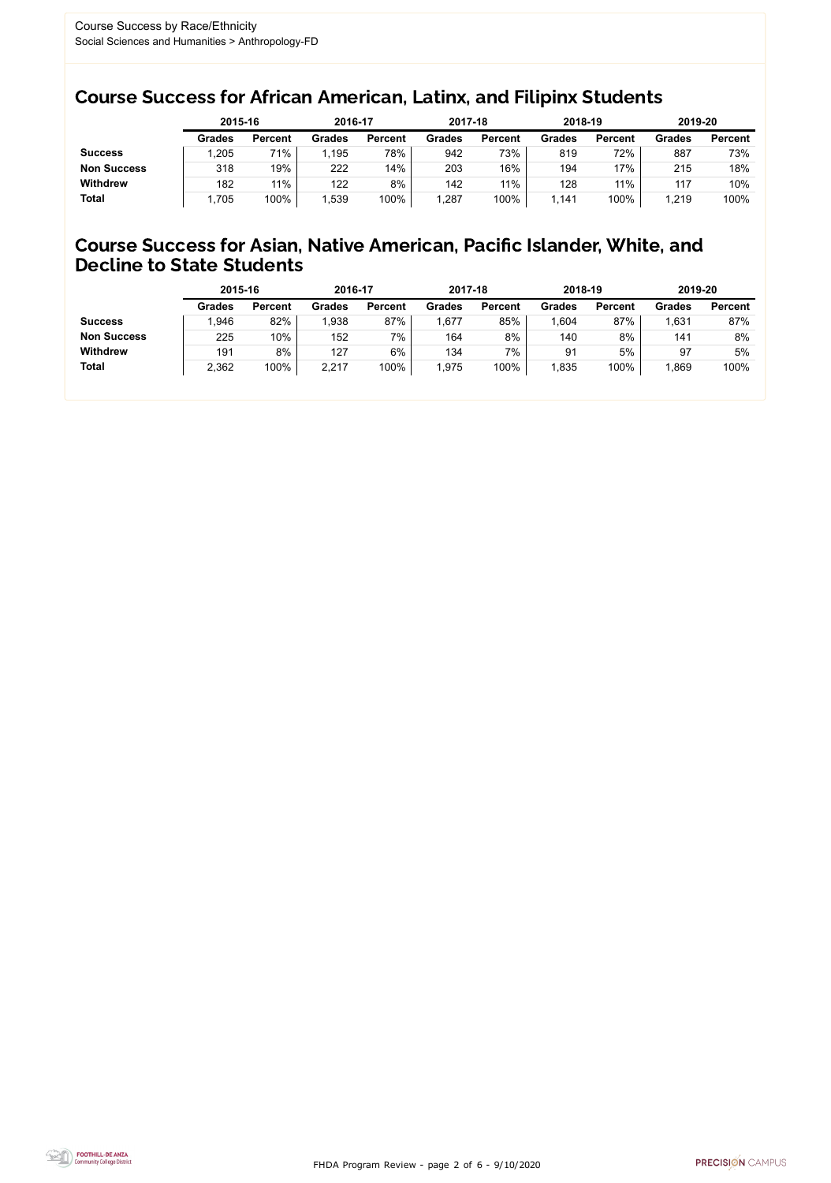Course Success by Race/Ethnicity

Social Sciences and Humanities > Anthropology-FD

## Course Success for African American, Latinx, and Filipinx Students

| | 2015-16 | | 2016-17 | | 2017-18 | | 2018-19 | | 2019-20 | |
|---|---|---|---|---|---|---|---|---|---|---|
| | Grades | Percent | Grades | Percent | Grades | Percent | Grades | Percent | Grades | Percent |
| **Success** | 1,205 | 71% | 1,195 | 78% | 942 | 73% | 819 | 72% | 887 | 73% |
| **Non Success** | 318 | 19% | 222 | 14% | 203 | 16% | 194 | 17% | 215 | 18% |
| **Withdrew** | 182 | 11% | 122 | 8% | 142 | 11% | 128 | 11% | 117 | 10% |
| **Total** | 1,705 | 100% | 1,539 | 100% | 1,287 | 100% | 1,141 | 100% | 1,219 | 100% |

## Course Success for Asian, Native American, Pacific Islander, White, and Decline to State Students

| | 2015-16 | | 2016-17 | | 2017-18 | | 2018-19 | | 2019-20 | |
|---|---|---|---|---|---|---|---|---|---|---|
| | Grades | Percent | Grades | Percent | Grades | Percent | Grades | Percent | Grades | Percent |
| **Success** | 1,946 | 82% | 1,938 | 87% | 1,677 | 85% | 1,604 | 87% | 1,631 | 87% |
| **Non Success** | 225 | 10% | 152 | 7% | 164 | 8% | 140 | 8% | 141 | 8% |
| **Withdrew** | 191 | 8% | 127 | 6% | 134 | 7% | 91 | 5% | 97 | 5% |
| **Total** | 2,362 | 100% | 2,217 | 100% | 1,975 | 100% | 1,835 | 100% | 1,869 | 100% |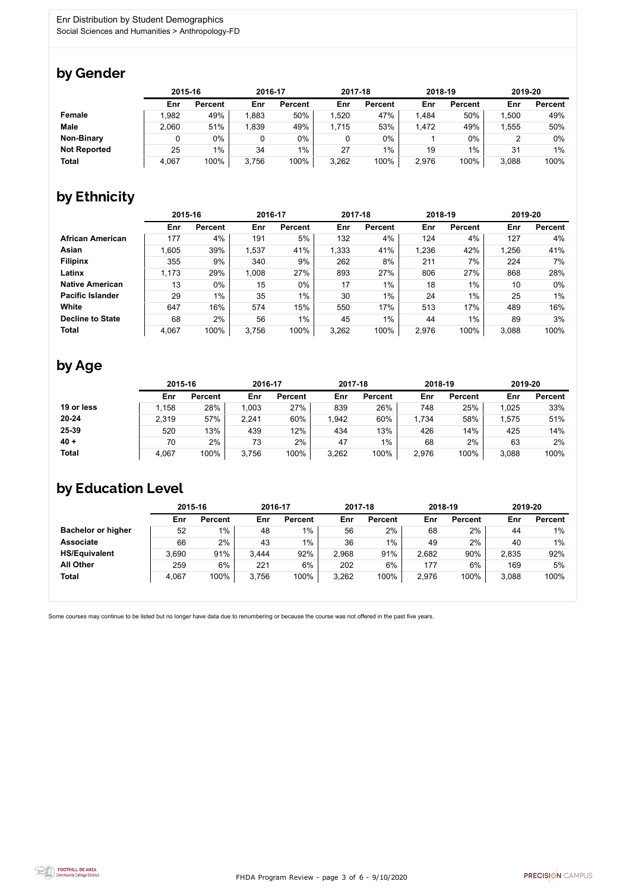Enr Distribution by Student Demographics
Social Sciences and Humanities > Anthropology-FD

## by Gender

| | 2015-16 | | 2016-17 | | 2017-18 | | 2018-19 | | 2019-20 | |
|---|---|---|---|---|---|---|---|---|---|---|
| | Enr | Percent | Enr | Percent | Enr | Percent | Enr | Percent | Enr | Percent |
| **Female** | 1,982 | 49% | 1,883 | 50% | 1,520 | 47% | 1,484 | 50% | 1,500 | 49% |
| **Male** | 2,060 | 51% | 1,839 | 49% | 1,715 | 53% | 1,472 | 49% | 1,555 | 50% |
| **Non-Binary** | 0 | 0% | 0 | 0% | 0 | 0% | 1 | 0% | 2 | 0% |
| **Not Reported** | 25 | 1% | 34 | 1% | 27 | 1% | 19 | 1% | 31 | 1% |
| **Total** | 4,067 | 100% | 3,756 | 100% | 3,262 | 100% | 2,976 | 100% | 3,088 | 100% |

## by Ethnicity

| | 2015-16 | | 2016-17 | | 2017-18 | | 2018-19 | | 2019-20 | |
|---|---|---|---|---|---|---|---|---|---|---|
| | Enr | Percent | Enr | Percent | Enr | Percent | Enr | Percent | Enr | Percent |
| **African American** | 177 | 4% | 191 | 5% | 132 | 4% | 124 | 4% | 127 | 4% |
| **Asian** | 1,605 | 39% | 1,537 | 41% | 1,333 | 41% | 1,236 | 42% | 1,256 | 41% |
| **Filipinx** | 355 | 9% | 340 | 9% | 262 | 8% | 211 | 7% | 224 | 7% |
| **Latinx** | 1,173 | 29% | 1,008 | 27% | 893 | 27% | 806 | 27% | 868 | 28% |
| **Native American** | 13 | 0% | 15 | 0% | 17 | 1% | 18 | 1% | 10 | 0% |
| **Pacific Islander** | 29 | 1% | 35 | 1% | 30 | 1% | 24 | 1% | 25 | 1% |
| **White** | 647 | 16% | 574 | 15% | 550 | 17% | 513 | 17% | 489 | 16% |
| **Decline to State** | 68 | 2% | 56 | 1% | 45 | 1% | 44 | 1% | 89 | 3% |
| **Total** | 4,067 | 100% | 3,756 | 100% | 3,262 | 100% | 2,976 | 100% | 3,088 | 100% |

## by Age

| | 2015-16 | | 2016-17 | | 2017-18 | | 2018-19 | | 2019-20 | |
|---|---|---|---|---|---|---|---|---|---|---|
| | Enr | Percent | Enr | Percent | Enr | Percent | Enr | Percent | Enr | Percent |
| **19 or less** | 1,158 | 28% | 1,003 | 27% | 839 | 26% | 748 | 25% | 1,025 | 33% |
| **20-24** | 2,319 | 57% | 2,241 | 60% | 1,942 | 60% | 1,734 | 58% | 1,575 | 51% |
| **25-39** | 520 | 13% | 439 | 12% | 434 | 13% | 426 | 14% | 425 | 14% |
| **40 +** | 70 | 2% | 73 | 2% | 47 | 1% | 68 | 2% | 63 | 2% |
| **Total** | 4,067 | 100% | 3,756 | 100% | 3,262 | 100% | 2,976 | 100% | 3,088 | 100% |

## by Education Level

| | 2015-16 | | 2016-17 | | 2017-18 | | 2018-19 | | 2019-20 | |
|---|---|---|---|---|---|---|---|---|---|---|
| | Enr | Percent | Enr | Percent | Enr | Percent | Enr | Percent | Enr | Percent |
| **Bachelor or higher** | 52 | 1% | 48 | 1% | 56 | 2% | 68 | 2% | 44 | 1% |
| **Associate** | 66 | 2% | 43 | 1% | 36 | 1% | 49 | 2% | 40 | 1% |
| **HS/Equivalent** | 3,690 | 91% | 3,444 | 92% | 2,968 | 91% | 2,682 | 90% | 2,835 | 92% |
| **All Other** | 259 | 6% | 221 | 6% | 202 | 6% | 177 | 6% | 169 | 5% |
| **Total** | 4,067 | 100% | 3,756 | 100% | 3,262 | 100% | 2,976 | 100% | 3,088 | 100% |

Some courses may continue to be listed but no longer have data due to renumbering or because the course was not offered in the past five years.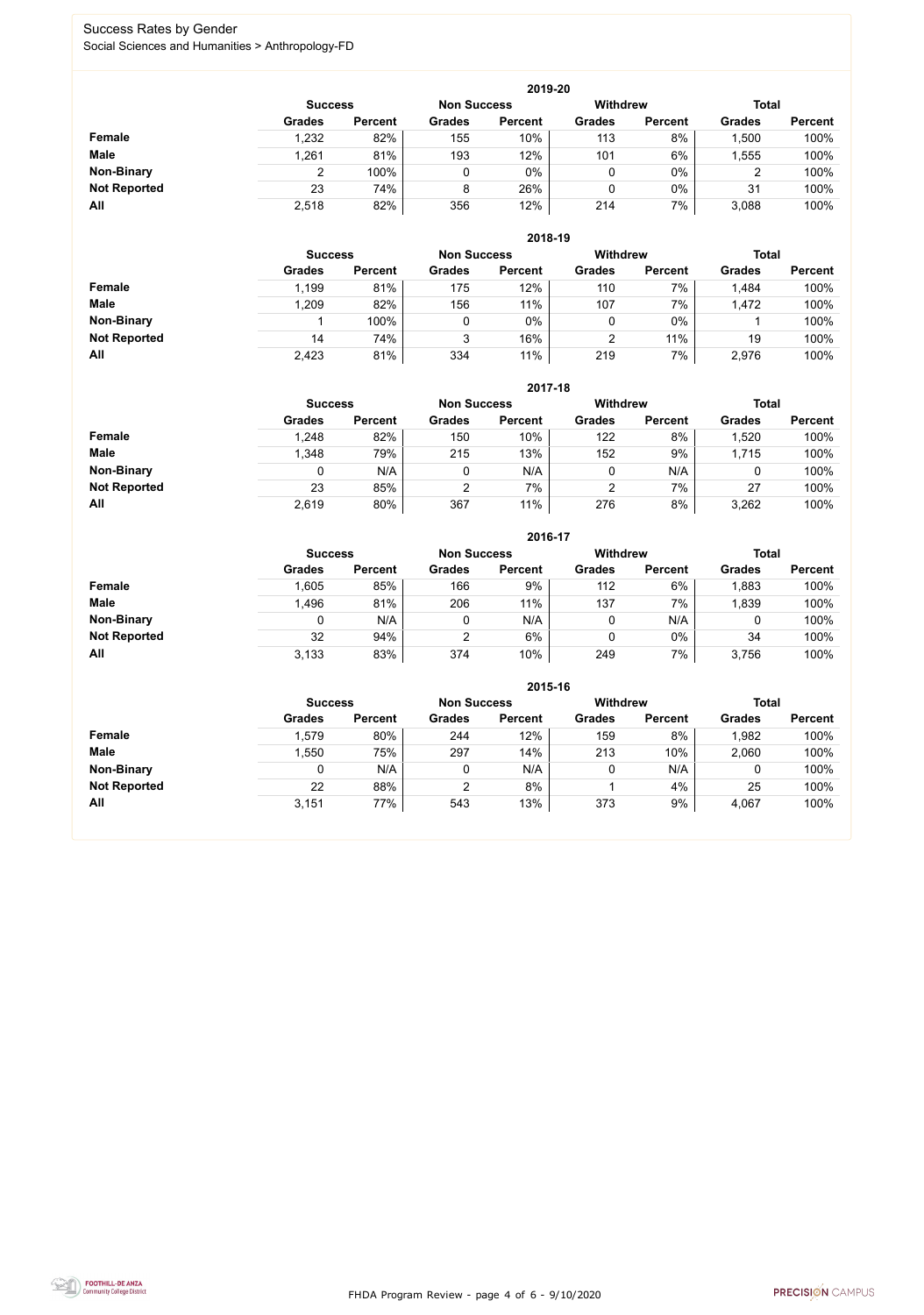# Success Rates by Gender

Social Sciences and Humanities > Anthropology-FD

| 2019-20 | Success | | Non Success | | Withdrew | | Total | |
|---|---|---|---|---|---|---|---|---|
| | Grades | Percent | Grades | Percent | Grades | Percent | Grades | Percent |
| **Female** | 1,232 | 82% | 155 | 10% | 113 | 8% | 1,500 | 100% |
| **Male** | 1,261 | 81% | 193 | 12% | 101 | 6% | 1,555 | 100% |
| **Non-Binary** | 2 | 100% | 0 | 0% | 0 | 0% | 2 | 100% |
| **Not Reported** | 23 | 74% | 8 | 26% | 0 | 0% | 31 | 100% |
| **All** | 2,518 | 82% | 356 | 12% | 214 | 7% | 3,088 | 100% |

| 2018-19 | Success | | Non Success | | Withdrew | | Total | |
|---|---|---|---|---|---|---|---|---|
| | Grades | Percent | Grades | Percent | Grades | Percent | Grades | Percent |
| **Female** | 1,199 | 81% | 175 | 12% | 110 | 7% | 1,484 | 100% |
| **Male** | 1,209 | 82% | 156 | 11% | 107 | 7% | 1,472 | 100% |
| **Non-Binary** | 1 | 100% | 0 | 0% | 0 | 0% | 1 | 100% |
| **Not Reported** | 14 | 74% | 3 | 16% | 2 | 11% | 19 | 100% |
| **All** | 2,423 | 81% | 334 | 11% | 219 | 7% | 2,976 | 100% |

| 2017-18 | Success | | Non Success | | Withdrew | | Total | |
|---|---|---|---|---|---|---|---|---|
| | Grades | Percent | Grades | Percent | Grades | Percent | Grades | Percent |
| **Female** | 1,248 | 82% | 150 | 10% | 122 | 8% | 1,520 | 100% |
| **Male** | 1,348 | 79% | 215 | 13% | 152 | 9% | 1,715 | 100% |
| **Non-Binary** | 0 | N/A | 0 | N/A | 0 | N/A | 0 | 100% |
| **Not Reported** | 23 | 85% | 2 | 7% | 2 | 7% | 27 | 100% |
| **All** | 2,619 | 80% | 367 | 11% | 276 | 8% | 3,262 | 100% |

| 2016-17 | Success | | Non Success | | Withdrew | | Total | |
|---|---|---|---|---|---|---|---|---|
| | Grades | Percent | Grades | Percent | Grades | Percent | Grades | Percent |
| **Female** | 1,605 | 85% | 166 | 9% | 112 | 6% | 1,883 | 100% |
| **Male** | 1,496 | 81% | 206 | 11% | 137 | 7% | 1,839 | 100% |
| **Non-Binary** | 0 | N/A | 0 | N/A | 0 | N/A | 0 | 100% |
| **Not Reported** | 32 | 94% | 2 | 6% | 0 | 0% | 34 | 100% |
| **All** | 3,133 | 83% | 374 | 10% | 249 | 7% | 3,756 | 100% |

| 2015-16 | Success | | Non Success | | Withdrew | | Total | |
|---|---|---|---|---|---|---|---|---|
| | Grades | Percent | Grades | Percent | Grades | Percent | Grades | Percent |
| **Female** | 1,579 | 80% | 244 | 12% | 159 | 8% | 1,982 | 100% |
| **Male** | 1,550 | 75% | 297 | 14% | 213 | 10% | 2,060 | 100% |
| **Non-Binary** | 0 | N/A | 0 | N/A | 0 | N/A | 0 | 100% |
| **Not Reported** | 22 | 88% | 2 | 8% | 1 | 4% | 25 | 100% |
| **All** | 3,151 | 77% | 543 | 13% | 373 | 9% | 4,067 | 100% |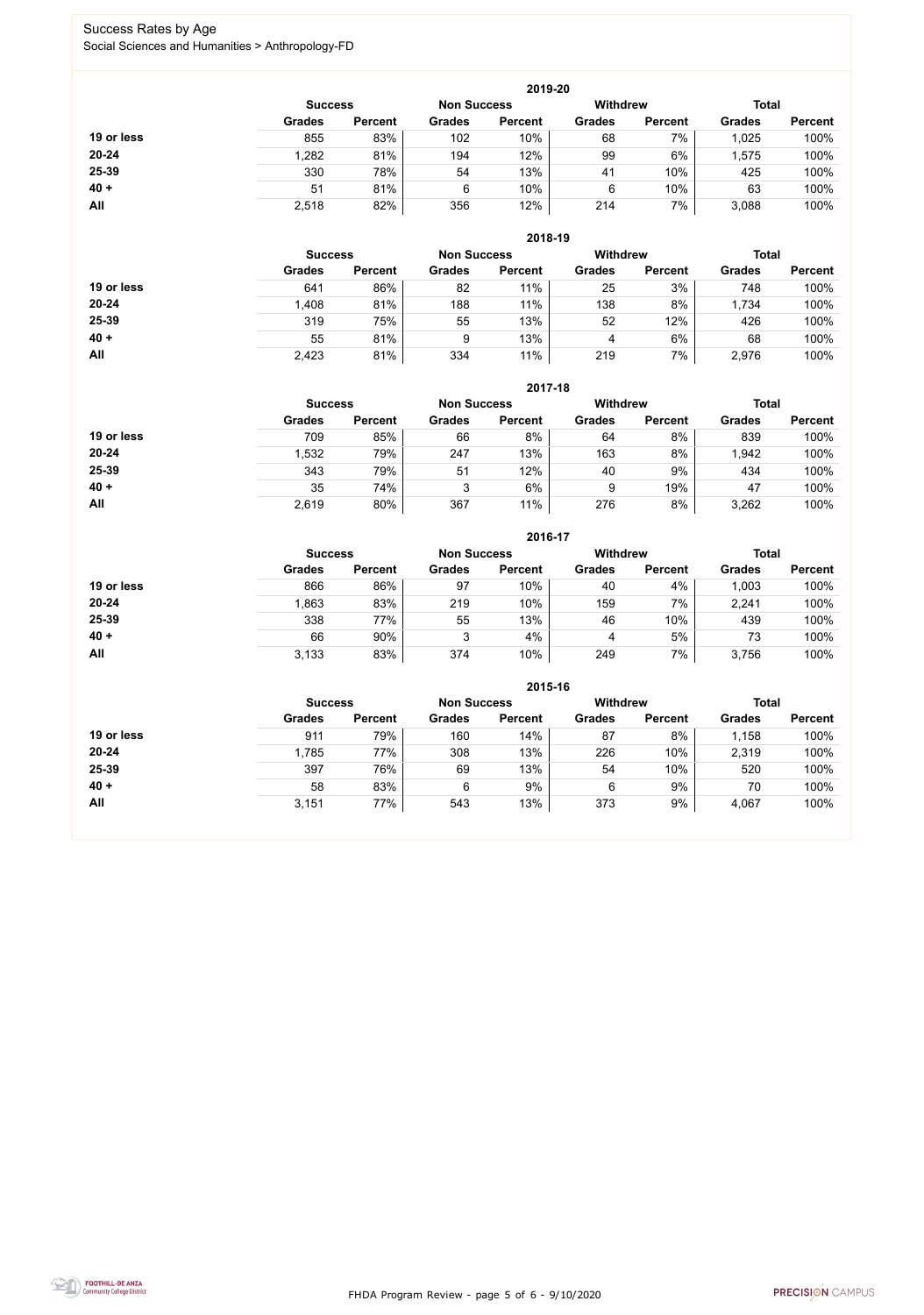# Success Rates by Age

Social Sciences and Humanities > Anthropology-FD

| 2019-20 | Success | | Non Success | | Withdrew | | Total | |
|---|---|---|---|---|---|---|---|---|
| | Grades | Percent | Grades | Percent | Grades | Percent | Grades | Percent |
| 19 or less | 855 | 83% | 102 | 10% | 68 | 7% | 1,025 | 100% |
| 20-24 | 1,282 | 81% | 194 | 12% | 99 | 6% | 1,575 | 100% |
| 25-39 | 330 | 78% | 54 | 13% | 41 | 10% | 425 | 100% |
| 40 + | 51 | 81% | 6 | 10% | 6 | 10% | 63 | 100% |
| All | 2,518 | 82% | 356 | 12% | 214 | 7% | 3,088 | 100% |

| 2018-19 | Success | | Non Success | | Withdrew | | Total | |
|---|---|---|---|---|---|---|---|---|
| | Grades | Percent | Grades | Percent | Grades | Percent | Grades | Percent |
| 19 or less | 641 | 86% | 82 | 11% | 25 | 3% | 748 | 100% |
| 20-24 | 1,408 | 81% | 188 | 11% | 138 | 8% | 1,734 | 100% |
| 25-39 | 319 | 75% | 55 | 13% | 52 | 12% | 426 | 100% |
| 40 + | 55 | 81% | 9 | 13% | 4 | 6% | 68 | 100% |
| All | 2,423 | 81% | 334 | 11% | 219 | 7% | 2,976 | 100% |

| 2017-18 | Success | | Non Success | | Withdrew | | Total | |
|---|---|---|---|---|---|---|---|---|
| | Grades | Percent | Grades | Percent | Grades | Percent | Grades | Percent |
| 19 or less | 709 | 85% | 66 | 8% | 64 | 8% | 839 | 100% |
| 20-24 | 1,532 | 79% | 247 | 13% | 163 | 8% | 1,942 | 100% |
| 25-39 | 343 | 79% | 51 | 12% | 40 | 9% | 434 | 100% |
| 40 + | 35 | 74% | 3 | 6% | 9 | 19% | 47 | 100% |
| All | 2,619 | 80% | 367 | 11% | 276 | 8% | 3,262 | 100% |

| 2016-17 | Success | | Non Success | | Withdrew | | Total | |
|---|---|---|---|---|---|---|---|---|
| | Grades | Percent | Grades | Percent | Grades | Percent | Grades | Percent |
| 19 or less | 866 | 86% | 97 | 10% | 40 | 4% | 1,003 | 100% |
| 20-24 | 1,863 | 83% | 219 | 10% | 159 | 7% | 2,241 | 100% |
| 25-39 | 338 | 77% | 55 | 13% | 46 | 10% | 439 | 100% |
| 40 + | 66 | 90% | 3 | 4% | 4 | 5% | 73 | 100% |
| All | 3,133 | 83% | 374 | 10% | 249 | 7% | 3,756 | 100% |

| 2015-16 | Success | | Non Success | | Withdrew | | Total | |
|---|---|---|---|---|---|---|---|---|
| | Grades | Percent | Grades | Percent | Grades | Percent | Grades | Percent |
| 19 or less | 911 | 79% | 160 | 14% | 87 | 8% | 1,158 | 100% |
| 20-24 | 1,785 | 77% | 308 | 13% | 226 | 10% | 2,319 | 100% |
| 25-39 | 397 | 76% | 69 | 13% | 54 | 10% | 520 | 100% |
| 40 + | 58 | 83% | 6 | 9% | 6 | 9% | 70 | 100% |
| All | 3,151 | 77% | 543 | 13% | 373 | 9% | 4,067 | 100% |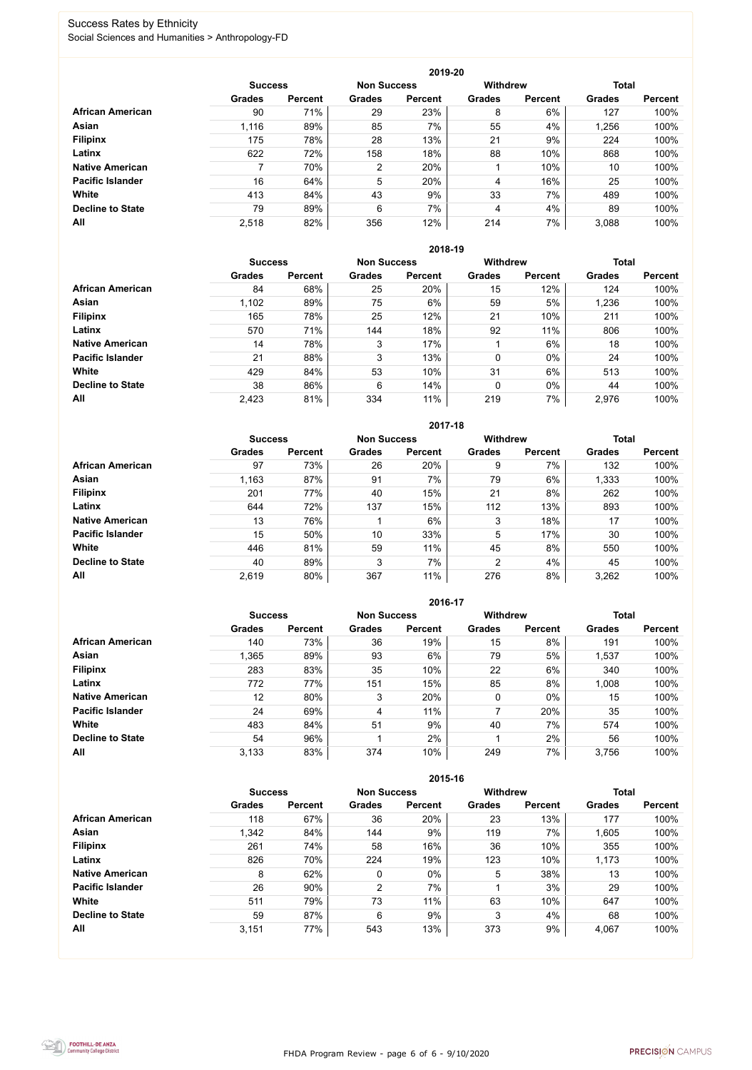# Success Rates by Ethnicity

Social Sciences and Humanities > Anthropology-FD

## 2019-20

| | Success | | Non Success | | Withdrew | | Total | |
|---|---|---|---|---|---|---|---|---|
| | Grades | Percent | Grades | Percent | Grades | Percent | Grades | Percent |
| **African American** | 90 | 71% | 29 | 23% | 8 | 6% | 127 | 100% |
| **Asian** | 1,116 | 89% | 85 | 7% | 55 | 4% | 1,256 | 100% |
| **Filipinx** | 175 | 78% | 28 | 13% | 21 | 9% | 224 | 100% |
| **Latinx** | 622 | 72% | 158 | 18% | 88 | 10% | 868 | 100% |
| **Native American** | 7 | 70% | 2 | 20% | 1 | 10% | 10 | 100% |
| **Pacific Islander** | 16 | 64% | 5 | 20% | 4 | 16% | 25 | 100% |
| **White** | 413 | 84% | 43 | 9% | 33 | 7% | 489 | 100% |
| **Decline to State** | 79 | 89% | 6 | 7% | 4 | 4% | 89 | 100% |
| **All** | 2,518 | 82% | 356 | 12% | 214 | 7% | 3,088 | 100% |

## 2018-19

| | Success | | Non Success | | Withdrew | | Total | |
|---|---|---|---|---|---|---|---|---|
| | Grades | Percent | Grades | Percent | Grades | Percent | Grades | Percent |
| **African American** | 84 | 68% | 25 | 20% | 15 | 12% | 124 | 100% |
| **Asian** | 1,102 | 89% | 75 | 6% | 59 | 5% | 1,236 | 100% |
| **Filipinx** | 165 | 78% | 25 | 12% | 21 | 10% | 211 | 100% |
| **Latinx** | 570 | 71% | 144 | 18% | 92 | 11% | 806 | 100% |
| **Native American** | 14 | 78% | 3 | 17% | 1 | 6% | 18 | 100% |
| **Pacific Islander** | 21 | 88% | 3 | 13% | 0 | 0% | 24 | 100% |
| **White** | 429 | 84% | 53 | 10% | 31 | 6% | 513 | 100% |
| **Decline to State** | 38 | 86% | 6 | 14% | 0 | 0% | 44 | 100% |
| **All** | 2,423 | 81% | 334 | 11% | 219 | 7% | 2,976 | 100% |

## 2017-18

| | Success | | Non Success | | Withdrew | | Total | |
|---|---|---|---|---|---|---|---|---|
| | Grades | Percent | Grades | Percent | Grades | Percent | Grades | Percent |
| **African American** | 97 | 73% | 26 | 20% | 9 | 7% | 132 | 100% |
| **Asian** | 1,163 | 87% | 91 | 7% | 79 | 6% | 1,333 | 100% |
| **Filipinx** | 201 | 77% | 40 | 15% | 21 | 8% | 262 | 100% |
| **Latinx** | 644 | 72% | 137 | 15% | 112 | 13% | 893 | 100% |
| **Native American** | 13 | 76% | 1 | 6% | 3 | 18% | 17 | 100% |
| **Pacific Islander** | 15 | 50% | 10 | 33% | 5 | 17% | 30 | 100% |
| **White** | 446 | 81% | 59 | 11% | 45 | 8% | 550 | 100% |
| **Decline to State** | 40 | 89% | 3 | 7% | 2 | 4% | 45 | 100% |
| **All** | 2,619 | 80% | 367 | 11% | 276 | 8% | 3,262 | 100% |

## 2016-17

| | Success | | Non Success | | Withdrew | | Total | |
|---|---|---|---|---|---|---|---|---|
| | Grades | Percent | Grades | Percent | Grades | Percent | Grades | Percent |
| **African American** | 140 | 73% | 36 | 19% | 15 | 8% | 191 | 100% |
| **Asian** | 1,365 | 89% | 93 | 6% | 79 | 5% | 1,537 | 100% |
| **Filipinx** | 283 | 83% | 35 | 10% | 22 | 6% | 340 | 100% |
| **Latinx** | 772 | 77% | 151 | 15% | 85 | 8% | 1,008 | 100% |
| **Native American** | 12 | 80% | 3 | 20% | 0 | 0% | 15 | 100% |
| **Pacific Islander** | 24 | 69% | 4 | 11% | 7 | 20% | 35 | 100% |
| **White** | 483 | 84% | 51 | 9% | 40 | 7% | 574 | 100% |
| **Decline to State** | 54 | 96% | 1 | 2% | 1 | 2% | 56 | 100% |
| **All** | 3,133 | 83% | 374 | 10% | 249 | 7% | 3,756 | 100% |

## 2015-16

| | Success | | Non Success | | Withdrew | | Total | |
|---|---|---|---|---|---|---|---|---|
| | Grades | Percent | Grades | Percent | Grades | Percent | Grades | Percent |
| **African American** | 118 | 67% | 36 | 20% | 23 | 13% | 177 | 100% |
| **Asian** | 1,342 | 84% | 144 | 9% | 119 | 7% | 1,605 | 100% |
| **Filipinx** | 261 | 74% | 58 | 16% | 36 | 10% | 355 | 100% |
| **Latinx** | 826 | 70% | 224 | 19% | 123 | 10% | 1,173 | 100% |
| **Native American** | 8 | 62% | 0 | 0% | 5 | 38% | 13 | 100% |
| **Pacific Islander** | 26 | 90% | 2 | 7% | 1 | 3% | 29 | 100% |
| **White** | 511 | 79% | 73 | 11% | 63 | 10% | 647 | 100% |
| **Decline to State** | 59 | 87% | 6 | 9% | 3 | 4% | 68 | 100% |
| **All** | 3,151 | 77% | 543 | 13% | 373 | 9% | 4,067 | 100% |